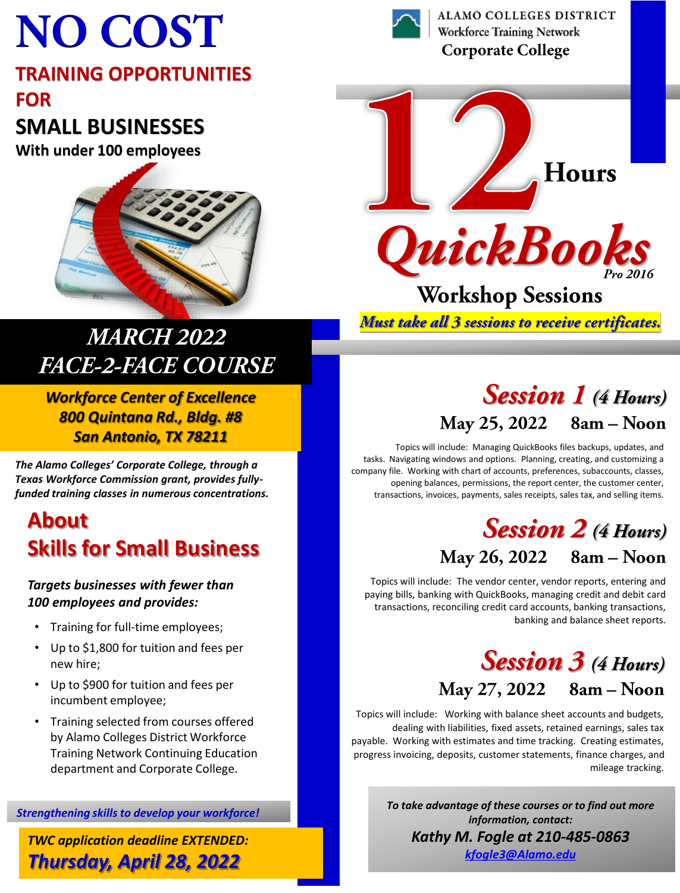# NO COST

## TRAINING OPPORTUNITIES FOR SMALL BUSINESSES

**With under 100 employees**

ALAMO COLLEGES DISTRICT
Workforce Training Network
**Corporate College**

# 12 Hours QuickBooks

*Pro 2016*

## Workshop Sessions

***Must take all 3 sessions to receive certificates.***

## *MARCH 2022*
## *FACE-2-FACE COURSE*

***Workforce Center of Excellence***
***800 Quintana Rd., Bldg. #8***
***San Antonio, TX 78211***

***The Alamo Colleges' Corporate College, through a Texas Workforce Commission grant, provides fully-funded training classes in numerous concentrations.***

## About Skills for Small Business

***Targets businesses with fewer than 100 employees and provides:***

- Training for full-time employees;
- Up to $1,800 for tuition and fees per new hire;
- Up to $900 for tuition and fees per incumbent employee;
- Training selected from courses offered by Alamo Colleges District Workforce Training Network Continuing Education department and Corporate College.

***Strengthening skills to develop your workforce!***

***TWC application deadline EXTENDED:***
***Thursday, April 28, 2022***

## *Session 1 (4 Hours)*

**May 25, 2022 8am – Noon**

Topics will include: Managing QuickBooks files backups, updates, and tasks. Navigating windows and options. Planning, creating, and customizing a company file. Working with chart of accounts, preferences, subaccounts, classes, opening balances, permissions, the report center, the customer center, transactions, invoices, payments, sales receipts, sales tax, and selling items.

## *Session 2 (4 Hours)*

**May 26, 2022 8am – Noon**

Topics will include: The vendor center, vendor reports, entering and paying bills, banking with QuickBooks, managing credit and debit card transactions, reconciling credit card accounts, banking transactions, banking and balance sheet reports.

## *Session 3 (4 Hours)*

**May 27, 2022 8am – Noon**

Topics will include: Working with balance sheet accounts and budgets, dealing with liabilities, fixed assets, retained earnings, sales tax payable. Working with estimates and time tracking. Creating estimates, progress invoicing, deposits, customer statements, finance charges, and mileage tracking.

***To take advantage of these courses or to find out more information, contact:***

***Kathy M. Fogle at 210-485-0863***

[kfogle3@Alamo.edu](mailto:kfogle3@Alamo.edu)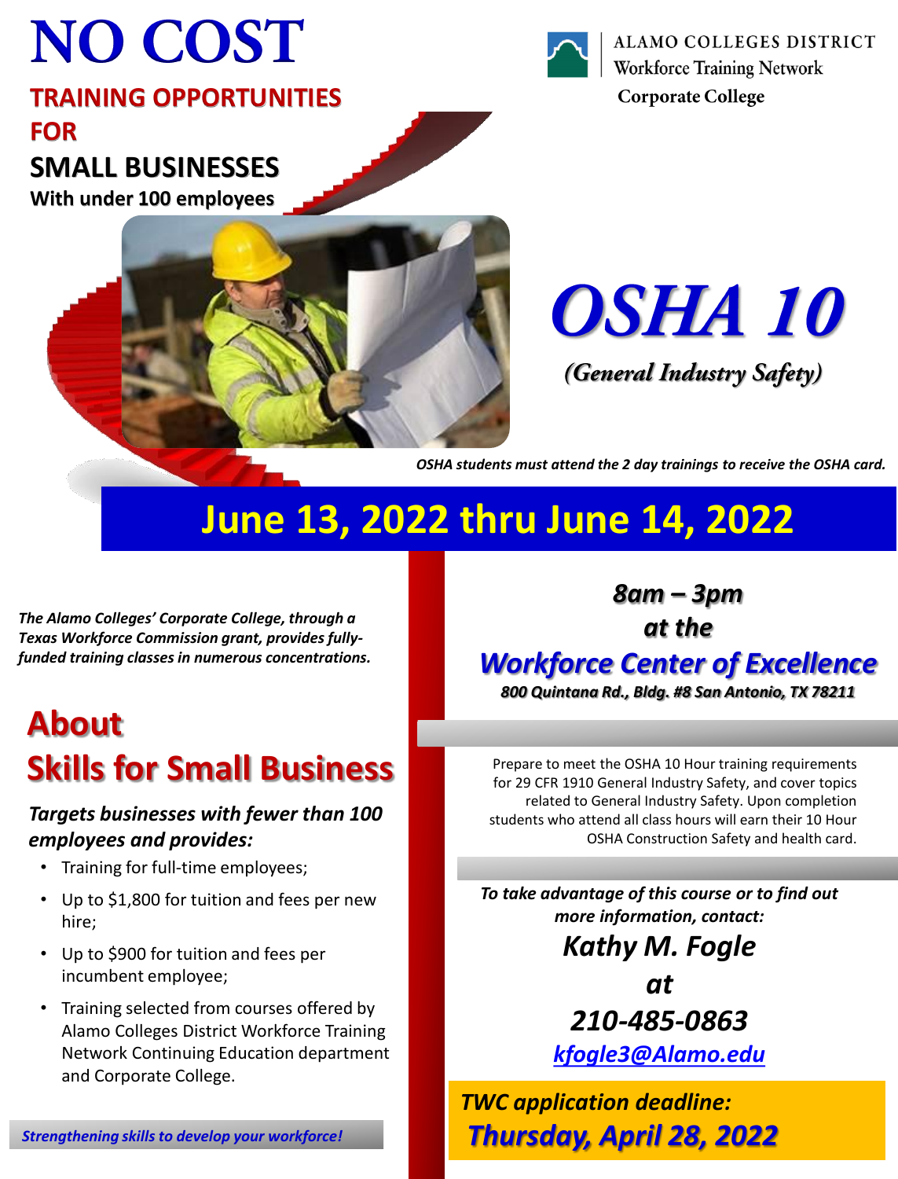# NO COST

## TRAINING OPPORTUNITIES FOR

## SMALL BUSINESSES

**With under 100 employees**

ALAMO COLLEGES DISTRICT
Workforce Training Network
Corporate College

# *OSHA 10*

***(General Industry Safety)***

*OSHA students must attend the 2 day trainings to receive the OSHA card.*

## June 13, 2022 thru June 14, 2022

***The Alamo Colleges' Corporate College, through a Texas Workforce Commission grant, provides fully-funded training classes in numerous concentrations.***

## About Skills for Small Business

***Targets businesses with fewer than 100 employees and provides:***

- Training for full-time employees;
- Up to $1,800 for tuition and fees per new hire;
- Up to $900 for tuition and fees per incumbent employee;
- Training selected from courses offered by Alamo Colleges District Workforce Training Network Continuing Education department and Corporate College.

***Strengthening skills to develop your workforce!***

***8am – 3pm***
***at the***

### *Workforce Center of Excellence*

***800 Quintana Rd., Bldg. #8 San Antonio, TX 78211***

Prepare to meet the OSHA 10 Hour training requirements for 29 CFR 1910 General Industry Safety, and cover topics related to General Industry Safety. Upon completion students who attend all class hours will earn their 10 Hour OSHA Construction Safety and health card.

***To take advantage of this course or to find out more information, contact:***

***Kathy M. Fogle***
***at***
***210-485-0863***
***kfogle3@Alamo.edu***

***TWC application deadline:***
***Thursday, April 28, 2022***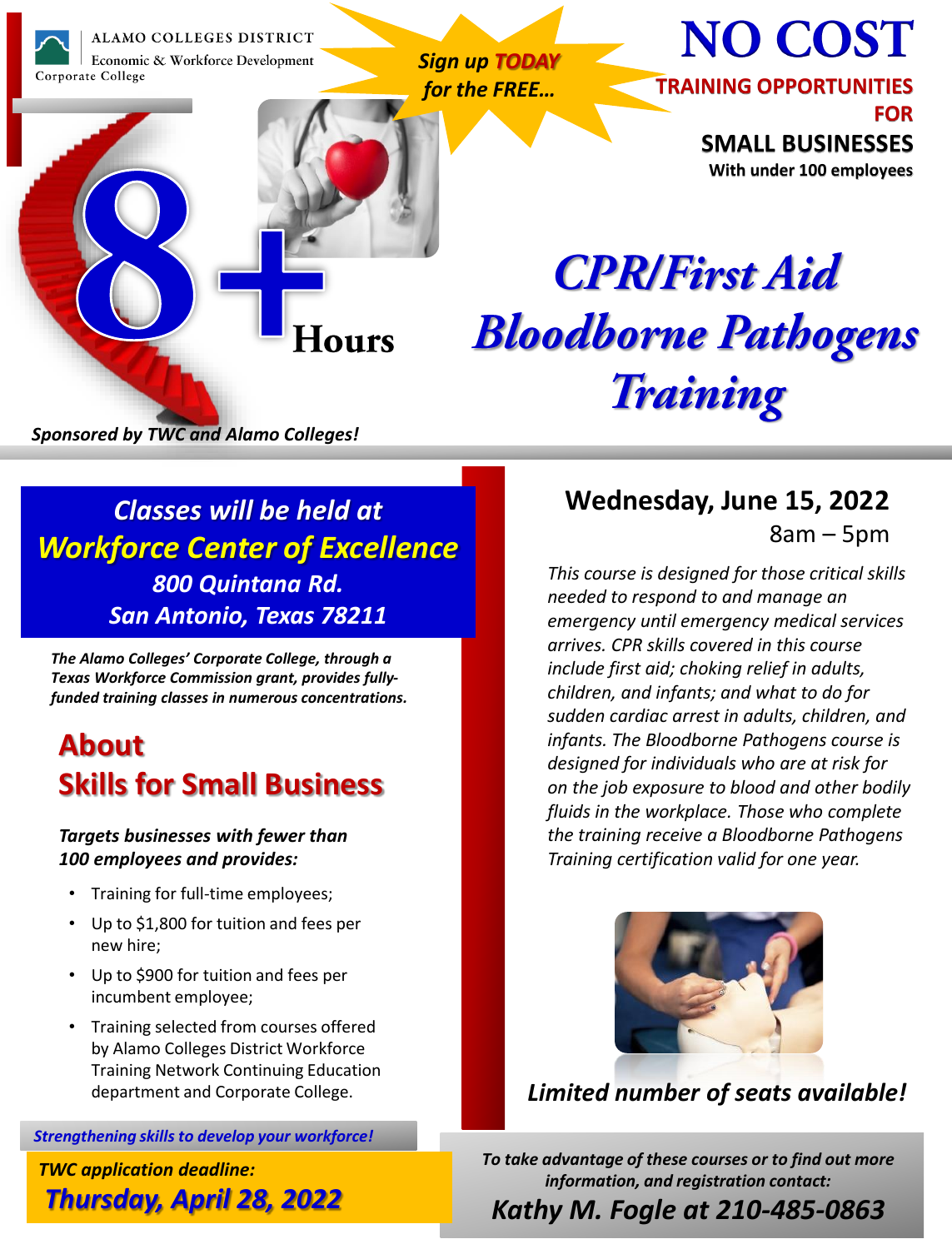ALAMO COLLEGES DISTRICT
Economic & Workforce Development
Corporate College

*Sign up **TODAY** for the FREE…*

# NO COST

**TRAINING OPPORTUNITIES FOR**

**SMALL BUSINESSES**

**With under 100 employees**

# 8+ Hours

# *CPR/First Aid Bloodborne Pathogens Training*

***Sponsored by TWC and Alamo Colleges!***

## *Classes will be held at Workforce Center of Excellence*

***800 Quintana Rd.***
***San Antonio, Texas 78211***

***The Alamo Colleges' Corporate College, through a Texas Workforce Commission grant, provides fully-funded training classes in numerous concentrations.***

## About Skills for Small Business

***Targets businesses with fewer than 100 employees and provides:***

- Training for full-time employees;
- Up to $1,800 for tuition and fees per new hire;
- Up to $900 for tuition and fees per incumbent employee;
- Training selected from courses offered by Alamo Colleges District Workforce Training Network Continuing Education department and Corporate College.

***Strengthening skills to develop your workforce!***

***TWC application deadline:***
***Thursday, April 28, 2022***

## Wednesday, June 15, 2022

8am – 5pm

*This course is designed for those critical skills needed to respond to and manage an emergency until emergency medical services arrives. CPR skills covered in this course include first aid; choking relief in adults, children, and infants; and what to do for sudden cardiac arrest in adults, children, and infants. The Bloodborne Pathogens course is designed for individuals who are at risk for on the job exposure to blood and other bodily fluids in the workplace. Those who complete the training receive a Bloodborne Pathogens Training certification valid for one year.*

***Limited number of seats available!***

***To take advantage of these courses or to find out more information, and registration contact:***

***Kathy M. Fogle at 210-485-0863***